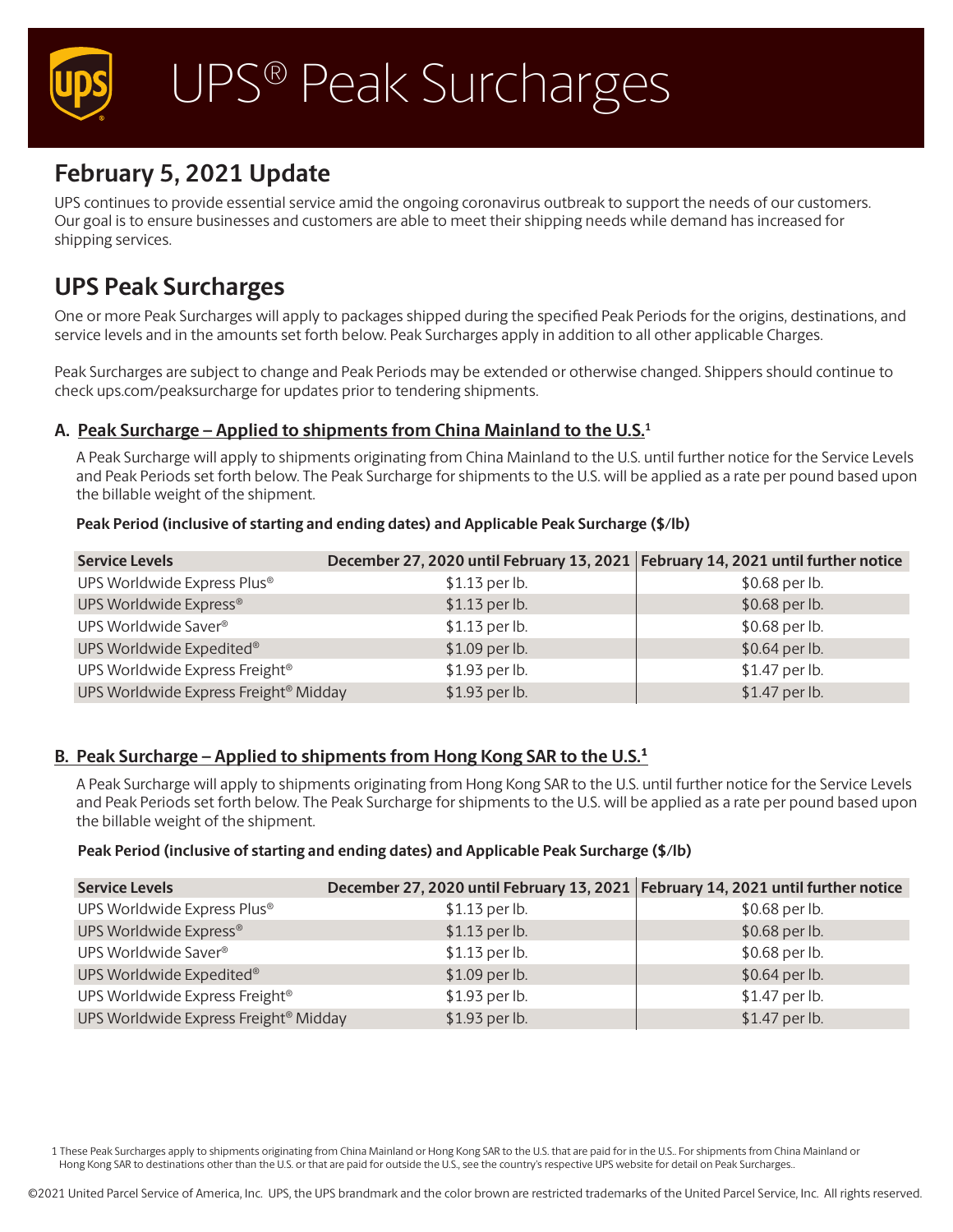# UPS® Peak Surcharges

## February 5, 2021 Update

UPS continues to provide essential service amid the ongoing coronavirus outbreak to support the needs of our customers. Our goal is to ensure businesses and customers are able to meet their shipping needs while demand has increased for shipping services.

## UPS Peak Surcharges

One or more Peak Surcharges will apply to packages shipped during the specified Peak Periods for the origins, destinations, and service levels and in the amounts set forth below. Peak Surcharges apply in addition to all other applicable Charges.

Peak Surcharges are subject to change and Peak Periods may be extended or otherwise changed. Shippers should continue to check ups.com/peaksurcharge for updates prior to tendering shipments.

### A. Peak Surcharge – Applied to shipments from China Mainland to the U.S.[1]

A Peak Surcharge will apply to shipments originating from China Mainland to the U.S. until further notice for the Service Levels and Peak Periods set forth below. The Peak Surcharge for shipments to the U.S. will be applied as a rate per pound based upon the billable weight of the shipment.

**Peak Period (inclusive of starting and ending dates) and Applicable Peak Surcharge ($/lb)**

| Service Levels | December 27, 2020 until February 13, 2021 | February 14, 2021 until further notice |
|---|---|---|
| UPS Worldwide Express Plus® | $1.13 per lb. | $0.68 per lb. |
| UPS Worldwide Express® | $1.13 per lb. | $0.68 per lb. |
| UPS Worldwide Saver® | $1.13 per lb. | $0.68 per lb. |
| UPS Worldwide Expedited® | $1.09 per lb. | $0.64 per lb. |
| UPS Worldwide Express Freight® | $1.93 per lb. | $1.47 per lb. |
| UPS Worldwide Express Freight® Midday | $1.93 per lb. | $1.47 per lb. |

### B. Peak Surcharge – Applied to shipments from Hong Kong SAR to the U.S.[1]

A Peak Surcharge will apply to shipments originating from Hong Kong SAR to the U.S. until further notice for the Service Levels and Peak Periods set forth below. The Peak Surcharge for shipments to the U.S. will be applied as a rate per pound based upon the billable weight of the shipment.

**Peak Period (inclusive of starting and ending dates) and Applicable Peak Surcharge ($/lb)**

| Service Levels | December 27, 2020 until February 13, 2021 | February 14, 2021 until further notice |
|---|---|---|
| UPS Worldwide Express Plus® | $1.13 per lb. | $0.68 per lb. |
| UPS Worldwide Express® | $1.13 per lb. | $0.68 per lb. |
| UPS Worldwide Saver® | $1.13 per lb. | $0.68 per lb. |
| UPS Worldwide Expedited® | $1.09 per lb. | $0.64 per lb. |
| UPS Worldwide Express Freight® | $1.93 per lb. | $1.47 per lb. |
| UPS Worldwide Express Freight® Midday | $1.93 per lb. | $1.47 per lb. |

[1] These Peak Surcharges apply to shipments originating from China Mainland or Hong Kong SAR to the U.S. that are paid for in the U.S.. For shipments from China Mainland or Hong Kong SAR to destinations other than the U.S. or that are paid for outside the U.S., see the country's respective UPS website for detail on Peak Surcharges..

©2021 United Parcel Service of America, Inc. UPS, the UPS brandmark and the color brown are restricted trademarks of the United Parcel Service, Inc. All rights reserved.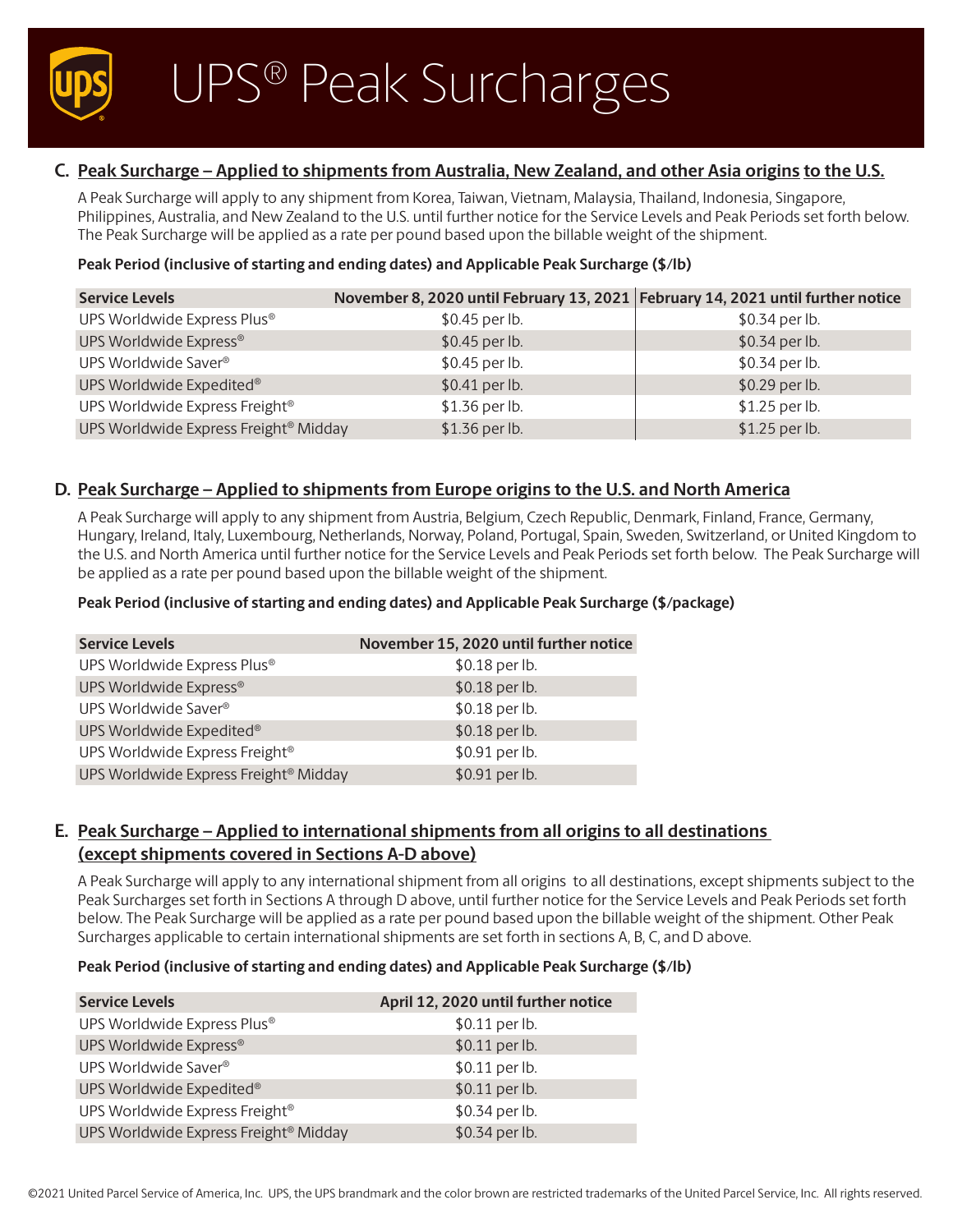# UPS® Peak Surcharges

## C. Peak Surcharge – Applied to shipments from Australia, New Zealand, and other Asia origins to the U.S.

A Peak Surcharge will apply to any shipment from Korea, Taiwan, Vietnam, Malaysia, Thailand, Indonesia, Singapore, Philippines, Australia, and New Zealand to the U.S. until further notice for the Service Levels and Peak Periods set forth below. The Peak Surcharge will be applied as a rate per pound based upon the billable weight of the shipment.

**Peak Period (inclusive of starting and ending dates) and Applicable Peak Surcharge ($/lb)**

| Service Levels | November 8, 2020 until February 13, 2021 | February 14, 2021 until further notice |
|---|---|---|
| UPS Worldwide Express Plus® | $0.45 per lb. | $0.34 per lb. |
| UPS Worldwide Express® | $0.45 per lb. | $0.34 per lb. |
| UPS Worldwide Saver® | $0.45 per lb. | $0.34 per lb. |
| UPS Worldwide Expedited® | $0.41 per lb. | $0.29 per lb. |
| UPS Worldwide Express Freight® | $1.36 per lb. | $1.25 per lb. |
| UPS Worldwide Express Freight® Midday | $1.36 per lb. | $1.25 per lb. |

## D. Peak Surcharge – Applied to shipments from Europe origins to the U.S. and North America

A Peak Surcharge will apply to any shipment from Austria, Belgium, Czech Republic, Denmark, Finland, France, Germany, Hungary, Ireland, Italy, Luxembourg, Netherlands, Norway, Poland, Portugal, Spain, Sweden, Switzerland, or United Kingdom to the U.S. and North America until further notice for the Service Levels and Peak Periods set forth below. The Peak Surcharge will be applied as a rate per pound based upon the billable weight of the shipment.

**Peak Period (inclusive of starting and ending dates) and Applicable Peak Surcharge ($/package)**

| Service Levels | November 15, 2020 until further notice |
|---|---|
| UPS Worldwide Express Plus® | $0.18 per lb. |
| UPS Worldwide Express® | $0.18 per lb. |
| UPS Worldwide Saver® | $0.18 per lb. |
| UPS Worldwide Expedited® | $0.18 per lb. |
| UPS Worldwide Express Freight® | $0.91 per lb. |
| UPS Worldwide Express Freight® Midday | $0.91 per lb. |

## E. Peak Surcharge – Applied to international shipments from all origins to all destinations (except shipments covered in Sections A-D above)

A Peak Surcharge will apply to any international shipment from all origins to all destinations, except shipments subject to the Peak Surcharges set forth in Sections A through D above, until further notice for the Service Levels and Peak Periods set forth below. The Peak Surcharge will be applied as a rate per pound based upon the billable weight of the shipment. Other Peak Surcharges applicable to certain international shipments are set forth in sections A, B, C, and D above.

**Peak Period (inclusive of starting and ending dates) and Applicable Peak Surcharge ($/lb)**

| Service Levels | April 12, 2020 until further notice |
|---|---|
| UPS Worldwide Express Plus® | $0.11 per lb. |
| UPS Worldwide Express® | $0.11 per lb. |
| UPS Worldwide Saver® | $0.11 per lb. |
| UPS Worldwide Expedited® | $0.11 per lb. |
| UPS Worldwide Express Freight® | $0.34 per lb. |
| UPS Worldwide Express Freight® Midday | $0.34 per lb. |

©2021 United Parcel Service of America, Inc. UPS, the UPS brandmark and the color brown are restricted trademarks of the United Parcel Service, Inc. All rights reserved.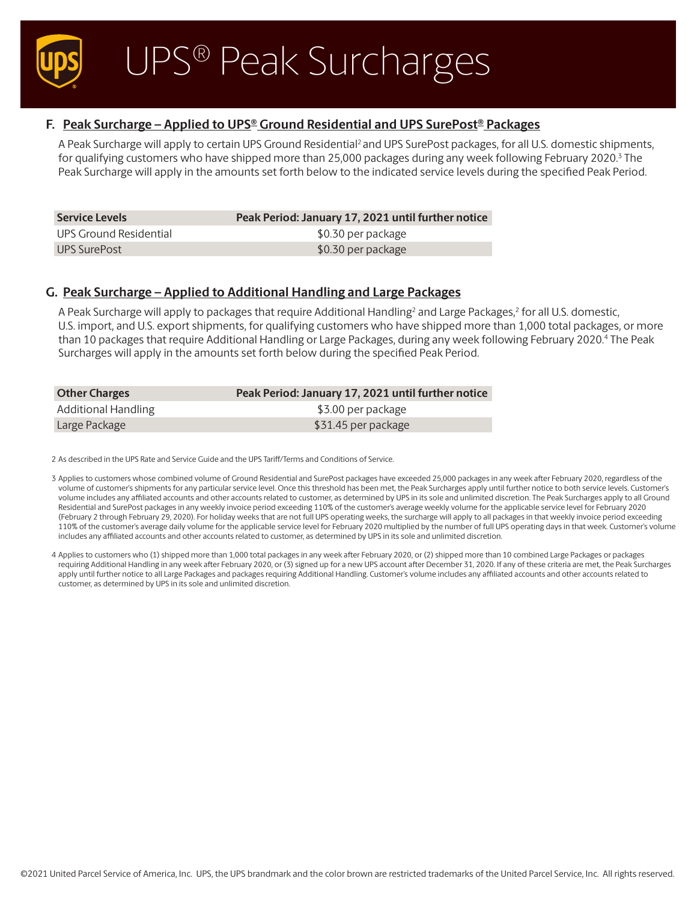# UPS® Peak Surcharges

## F. Peak Surcharge – Applied to UPS® Ground Residential and UPS SurePost® Packages

A Peak Surcharge will apply to certain UPS Ground Residential[2] and UPS SurePost packages, for all U.S. domestic shipments, for qualifying customers who have shipped more than 25,000 packages during any week following February 2020.[3] The Peak Surcharge will apply in the amounts set forth below to the indicated service levels during the specified Peak Period.

| Service Levels | Peak Period: January 17, 2021 until further notice |
|---|---|
| UPS Ground Residential | $0.30 per package |
| UPS SurePost | $0.30 per package |

## G. Peak Surcharge – Applied to Additional Handling and Large Packages

A Peak Surcharge will apply to packages that require Additional Handling[2] and Large Packages,[2] for all U.S. domestic, U.S. import, and U.S. export shipments, for qualifying customers who have shipped more than 1,000 total packages, or more than 10 packages that require Additional Handling or Large Packages, during any week following February 2020.[4] The Peak Surcharges will apply in the amounts set forth below during the specified Peak Period.

| Other Charges | Peak Period: January 17, 2021 until further notice |
|---|---|
| Additional Handling | $3.00 per package |
| Large Package | $31.45 per package |

2 As described in the UPS Rate and Service Guide and the UPS Tariff/Terms and Conditions of Service.

3 Applies to customers whose combined volume of Ground Residential and SurePost packages have exceeded 25,000 packages in any week after February 2020, regardless of the volume of customer's shipments for any particular service level. Once this threshold has been met, the Peak Surcharges apply until further notice to both service levels. Customer's volume includes any affiliated accounts and other accounts related to customer, as determined by UPS in its sole and unlimited discretion. The Peak Surcharges apply to all Ground Residential and SurePost packages in any weekly invoice period exceeding 110% of the customer's average weekly volume for the applicable service level for February 2020 (February 2 through February 29, 2020). For holiday weeks that are not full UPS operating weeks, the surcharge will apply to all packages in that weekly invoice period exceeding 110% of the customer's average daily volume for the applicable service level for February 2020 multiplied by the number of full UPS operating days in that week. Customer's volume includes any affiliated accounts and other accounts related to customer, as determined by UPS in its sole and unlimited discretion.

4 Applies to customers who (1) shipped more than 1,000 total packages in any week after February 2020, or (2) shipped more than 10 combined Large Packages or packages requiring Additional Handling in any week after February 2020, or (3) signed up for a new UPS account after December 31, 2020. If any of these criteria are met, the Peak Surcharges apply until further notice to all Large Packages and packages requiring Additional Handling. Customer's volume includes any affiliated accounts and other accounts related to customer, as determined by UPS in its sole and unlimited discretion.

©2021 United Parcel Service of America, Inc. UPS, the UPS brandmark and the color brown are restricted trademarks of the United Parcel Service, Inc. All rights reserved.